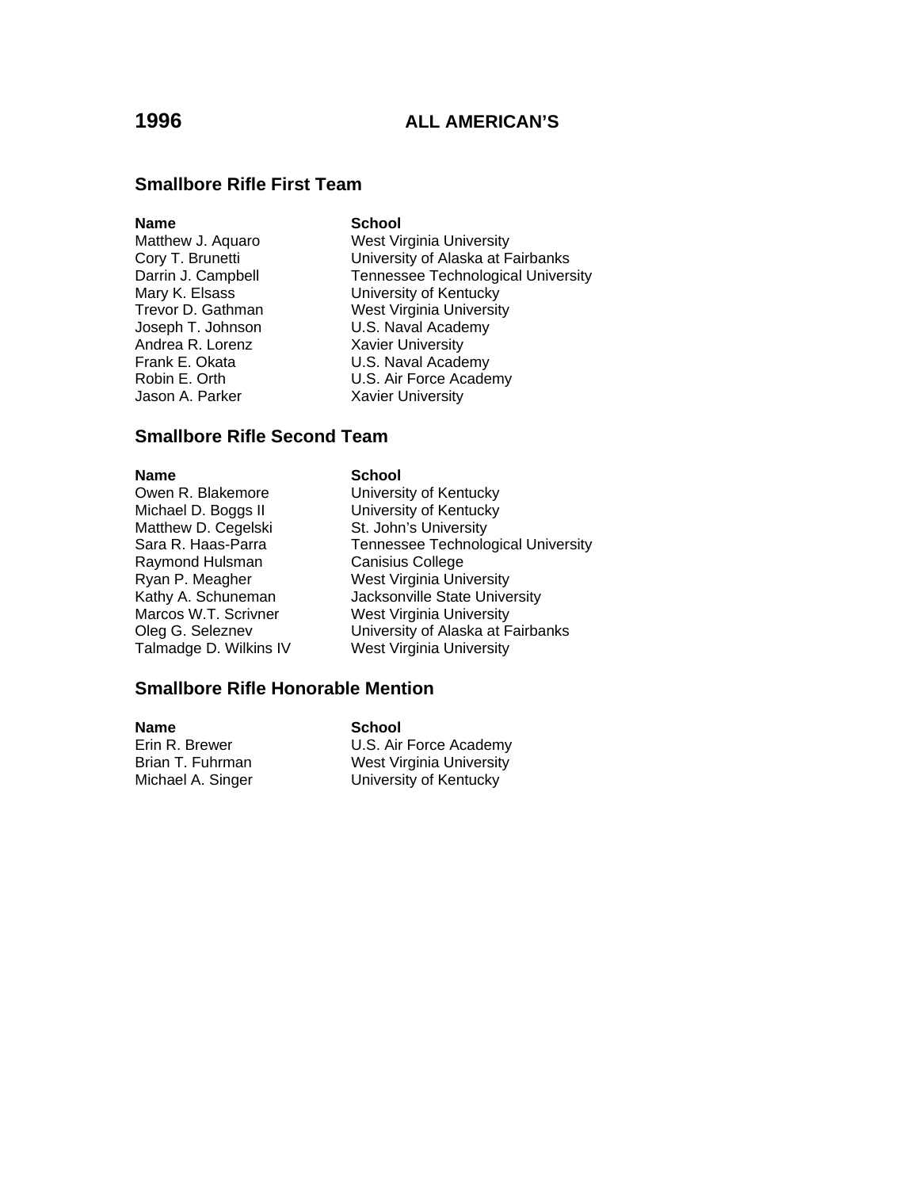# 1996 ALL AMERICAN'S

## Smallbore Rifle First Team

| Name | School |
| --- | --- |
| Matthew J. Aquaro | West Virginia University |
| Cory T. Brunetti | University of Alaska at Fairbanks |
| Darrin J. Campbell | Tennessee Technological University |
| Mary K. Elsass | University of Kentucky |
| Trevor D. Gathman | West Virginia University |
| Joseph T. Johnson | U.S. Naval Academy |
| Andrea R. Lorenz | Xavier University |
| Frank E. Okata | U.S. Naval Academy |
| Robin E. Orth | U.S. Air Force Academy |
| Jason A. Parker | Xavier University |

## Smallbore Rifle Second Team

| Name | School |
| --- | --- |
| Owen R. Blakemore | University of Kentucky |
| Michael D. Boggs II | University of Kentucky |
| Matthew D. Cegelski | St. John's University |
| Sara R. Haas-Parra | Tennessee Technological University |
| Raymond Hulsman | Canisius College |
| Ryan P. Meagher | West Virginia University |
| Kathy A. Schuneman | Jacksonville State University |
| Marcos W.T. Scrivner | West Virginia University |
| Oleg G. Seleznev | University of Alaska at Fairbanks |
| Talmadge D. Wilkins IV | West Virginia University |

## Smallbore Rifle Honorable Mention

| Name | School |
| --- | --- |
| Erin R. Brewer | U.S. Air Force Academy |
| Brian T. Fuhrman | West Virginia University |
| Michael A. Singer | University of Kentucky |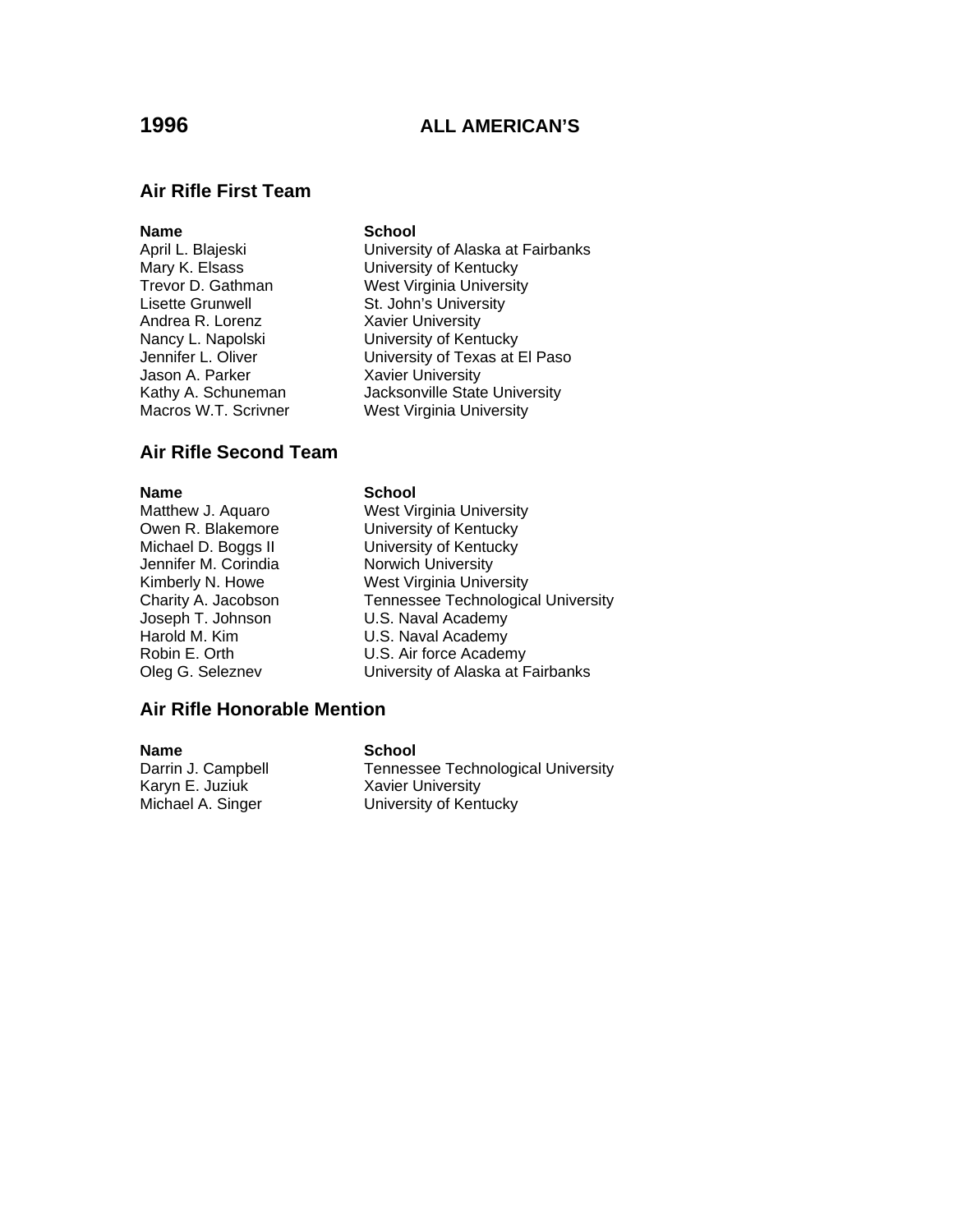# 1996 ALL AMERICAN'S

## Air Rifle First Team

| Name | School |
| --- | --- |
| April L. Blajeski | University of Alaska at Fairbanks |
| Mary K. Elsass | University of Kentucky |
| Trevor D. Gathman | West Virginia University |
| Lisette Grunwell | St. John's University |
| Andrea R. Lorenz | Xavier University |
| Nancy L. Napolski | University of Kentucky |
| Jennifer L. Oliver | University of Texas at El Paso |
| Jason A. Parker | Xavier University |
| Kathy A. Schuneman | Jacksonville State University |
| Macros W.T. Scrivner | West Virginia University |

## Air Rifle Second Team

| Name | School |
| --- | --- |
| Matthew J. Aquaro | West Virginia University |
| Owen R. Blakemore | University of Kentucky |
| Michael D. Boggs II | University of Kentucky |
| Jennifer M. Corindia | Norwich University |
| Kimberly N. Howe | West Virginia University |
| Charity A. Jacobson | Tennessee Technological University |
| Joseph T. Johnson | U.S. Naval Academy |
| Harold M. Kim | U.S. Naval Academy |
| Robin E. Orth | U.S. Air force Academy |
| Oleg G. Seleznev | University of Alaska at Fairbanks |

## Air Rifle Honorable Mention

| Name | School |
| --- | --- |
| Darrin J. Campbell | Tennessee Technological University |
| Karyn E. Juziuk | Xavier University |
| Michael A. Singer | University of Kentucky |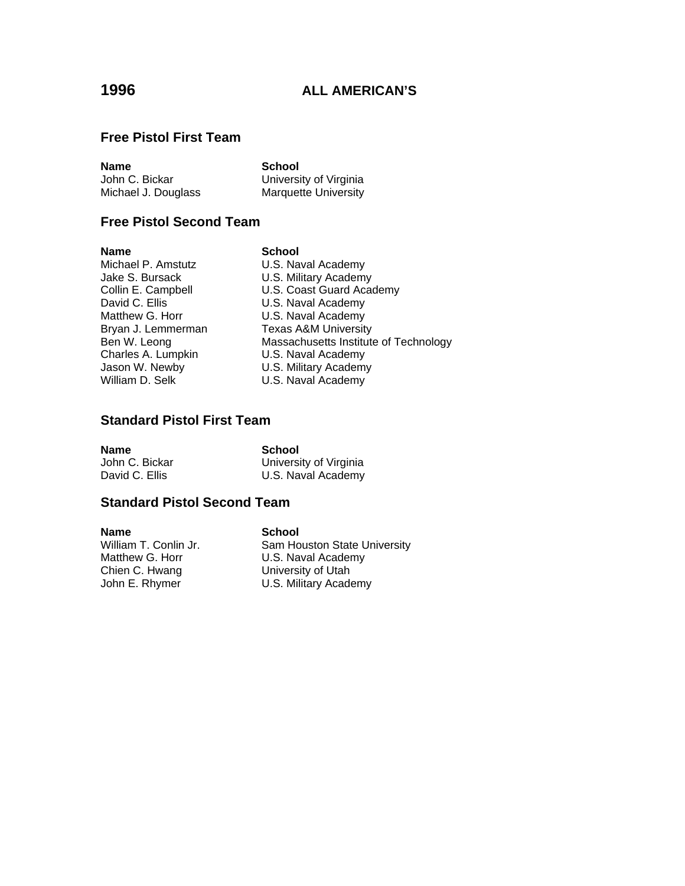# 1996 ALL AMERICAN'S

## Free Pistol First Team

| Name | School |
|---|---|
| John C. Bickar | University of Virginia |
| Michael J. Douglass | Marquette University |

## Free Pistol Second Team

| Name | School |
|---|---|
| Michael P. Amstutz | U.S. Naval Academy |
| Jake S. Bursack | U.S. Military Academy |
| Collin E. Campbell | U.S. Coast Guard Academy |
| David C. Ellis | U.S. Naval Academy |
| Matthew G. Horr | U.S. Naval Academy |
| Bryan J. Lemmerman | Texas A&M University |
| Ben W. Leong | Massachusetts Institute of Technology |
| Charles A. Lumpkin | U.S. Naval Academy |
| Jason W. Newby | U.S. Military Academy |
| William D. Selk | U.S. Naval Academy |

## Standard Pistol First Team

| Name | School |
|---|---|
| John C. Bickar | University of Virginia |
| David C. Ellis | U.S. Naval Academy |

## Standard Pistol Second Team

| Name | School |
|---|---|
| William T. Conlin Jr. | Sam Houston State University |
| Matthew G. Horr | U.S. Naval Academy |
| Chien C. Hwang | University of Utah |
| John E. Rhymer | U.S. Military Academy |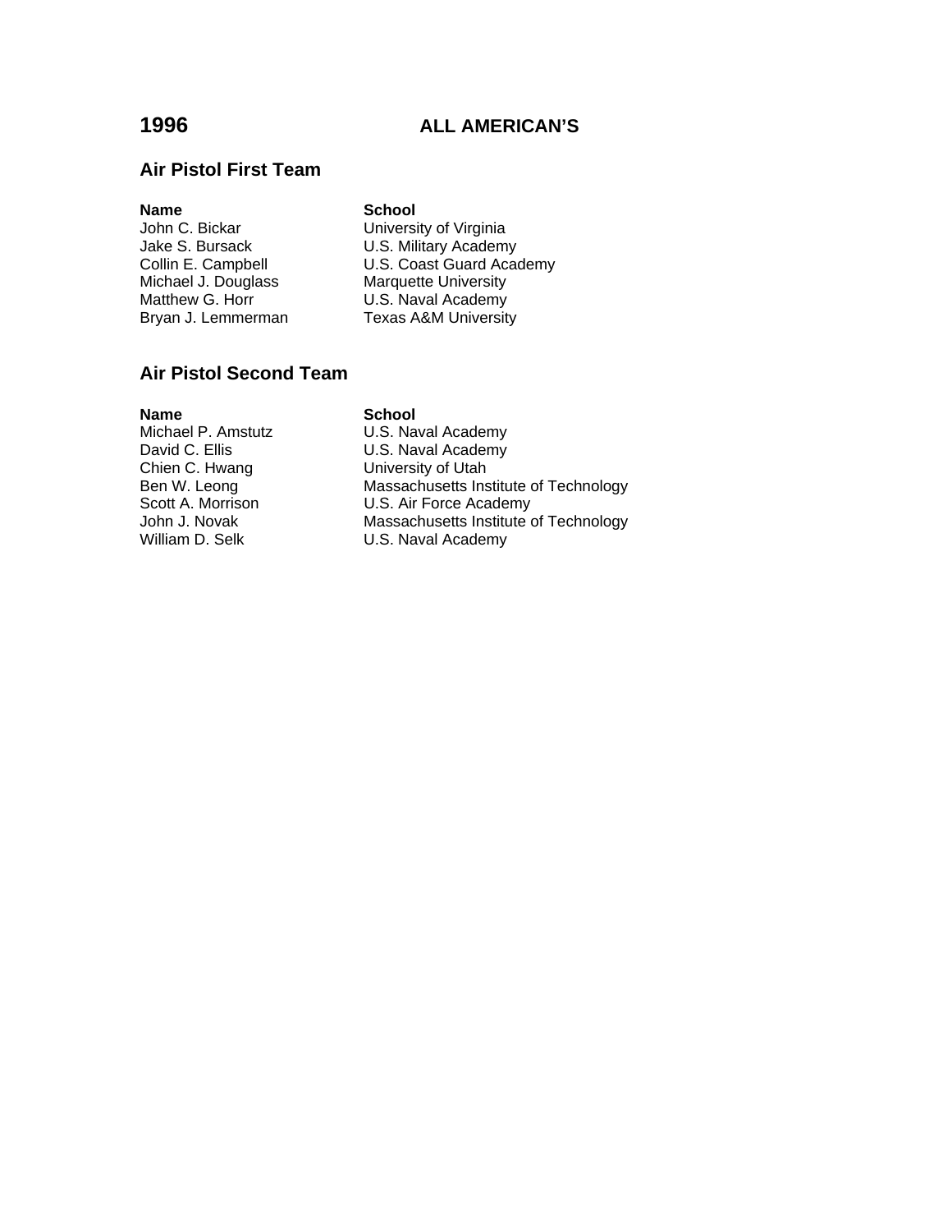# 1996 ALL AMERICAN'S

## Air Pistol First Team

| Name | School |
|---|---|
| John C. Bickar | University of Virginia |
| Jake S. Bursack | U.S. Military Academy |
| Collin E. Campbell | U.S. Coast Guard Academy |
| Michael J. Douglass | Marquette University |
| Matthew G. Horr | U.S. Naval Academy |
| Bryan J. Lemmerman | Texas A&M University |

## Air Pistol Second Team

| Name | School |
|---|---|
| Michael P. Amstutz | U.S. Naval Academy |
| David C. Ellis | U.S. Naval Academy |
| Chien C. Hwang | University of Utah |
| Ben W. Leong | Massachusetts Institute of Technology |
| Scott A. Morrison | U.S. Air Force Academy |
| John J. Novak | Massachusetts Institute of Technology |
| William D. Selk | U.S. Naval Academy |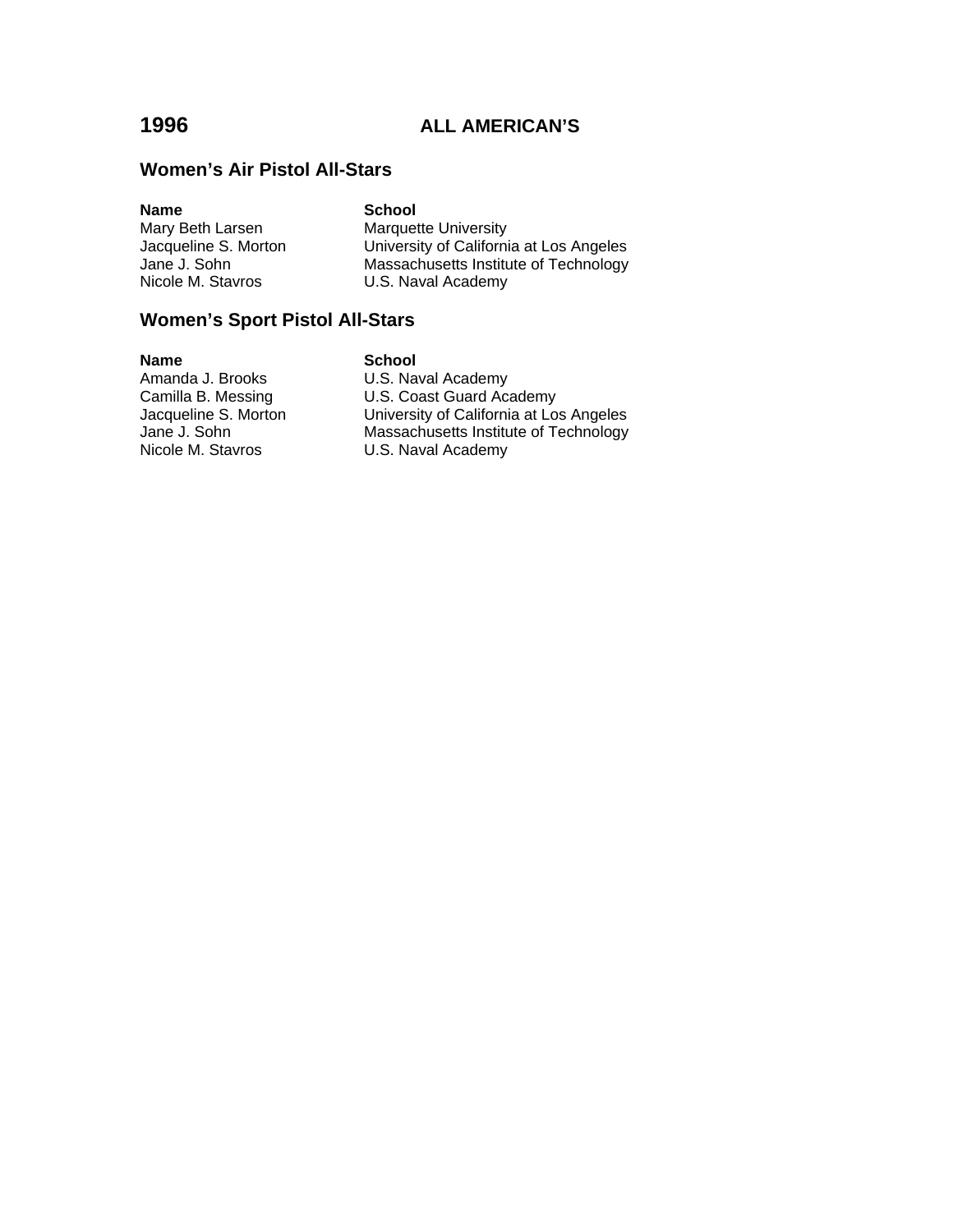# 1996 ALL AMERICAN'S

## Women's Air Pistol All-Stars

| Name | School |
|---|---|
| Mary Beth Larsen | Marquette University |
| Jacqueline S. Morton | University of California at Los Angeles |
| Jane J. Sohn | Massachusetts Institute of Technology |
| Nicole M. Stavros | U.S. Naval Academy |

## Women's Sport Pistol All-Stars

| Name | School |
|---|---|
| Amanda J. Brooks | U.S. Naval Academy |
| Camilla B. Messing | U.S. Coast Guard Academy |
| Jacqueline S. Morton | University of California at Los Angeles |
| Jane J. Sohn | Massachusetts Institute of Technology |
| Nicole M. Stavros | U.S. Naval Academy |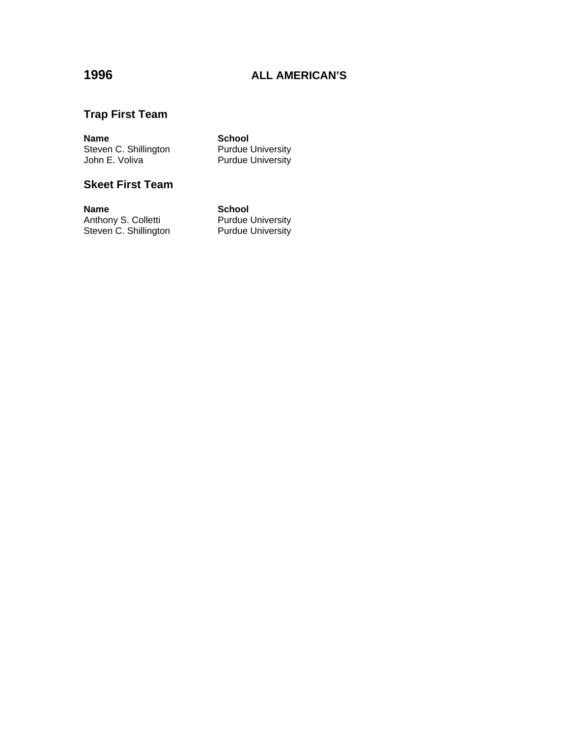# 1996 ALL AMERICAN'S

## Trap First Team

| Name | School |
|---|---|
| Steven C. Shillington | Purdue University |
| John E. Voliva | Purdue University |

## Skeet First Team

| Name | School |
|---|---|
| Anthony S. Colletti | Purdue University |
| Steven C. Shillington | Purdue University |